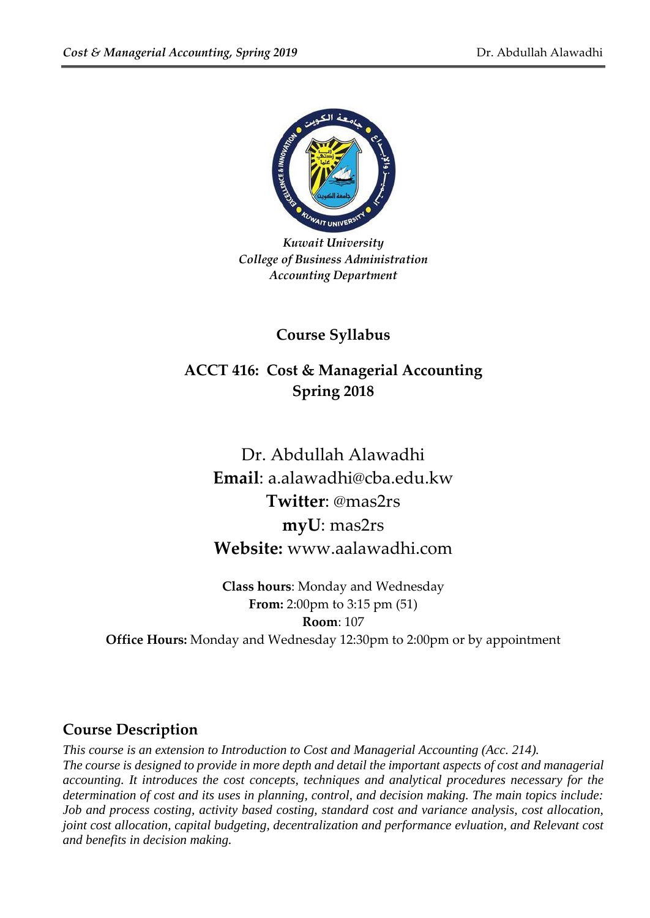*Kuwait University*
*College of Business Administration*
*Accounting Department*

# Course Syllabus

## ACCT 416: Cost & Managerial Accounting
## Spring 2018

Dr. Abdullah Alawadhi
**Email**: a.alawadhi@cba.edu.kw
**Twitter**: @mas2rs
**myU**: mas2rs
**Website:** www.aalawadhi.com

**Class hours**: Monday and Wednesday
**From:** 2:00pm to 3:15 pm (51)
**Room**: 107
**Office Hours:** Monday and Wednesday 12:30pm to 2:00pm or by appointment

## Course Description

*This course is an extension to Introduction to Cost and Managerial Accounting (Acc. 214).*
*The course is designed to provide in more depth and detail the important aspects of cost and managerial accounting. It introduces the cost concepts, techniques and analytical procedures necessary for the determination of cost and its uses in planning, control, and decision making. The main topics include: Job and process costing, activity based costing, standard cost and variance analysis, cost allocation, joint cost allocation, capital budgeting, decentralization and performance evluation, and Relevant cost and benefits in decision making.*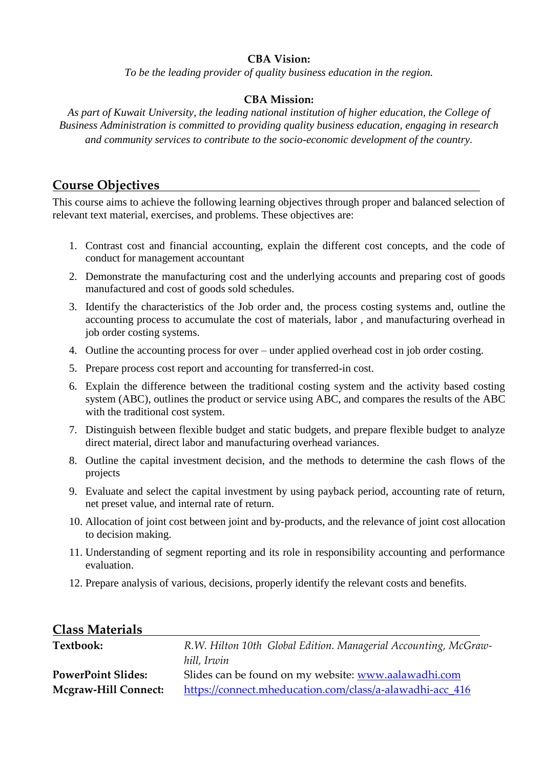**CBA Vision:**

*To be the leading provider of quality business education in the region.*

**CBA Mission:**

*As part of Kuwait University, the leading national institution of higher education, the College of Business Administration is committed to providing quality business education, engaging in research and community services to contribute to the socio-economic development of the country.*

## Course Objectives

This course aims to achieve the following learning objectives through proper and balanced selection of relevant text material, exercises, and problems. These objectives are:

1. Contrast cost and financial accounting, explain the different cost concepts, and the code of conduct for management accountant
2. Demonstrate the manufacturing cost and the underlying accounts and preparing cost of goods manufactured and cost of goods sold schedules.
3. Identify the characteristics of the Job order and, the process costing systems and, outline the accounting process to accumulate the cost of materials, labor , and manufacturing overhead in job order costing systems.
4. Outline the accounting process for over – under applied overhead cost in job order costing.
5. Prepare process cost report and accounting for transferred-in cost.
6. Explain the difference between the traditional costing system and the activity based costing system (ABC), outlines the product or service using ABC, and compares the results of the ABC with the traditional cost system.
7. Distinguish between flexible budget and static budgets, and prepare flexible budget to analyze direct material, direct labor and manufacturing overhead variances.
8. Outline the capital investment decision, and the methods to determine the cash flows of the projects
9. Evaluate and select the capital investment by using payback period, accounting rate of return, net preset value, and internal rate of return.
10. Allocation of joint cost between joint and by-products, and the relevance of joint cost allocation to decision making.
11. Understanding of segment reporting and its role in responsibility accounting and performance evaluation.
12. Prepare analysis of various, decisions, properly identify the relevant costs and benefits.

## Class Materials

| | |
|---|---|
| **Textbook:** | *R.W. Hilton 10th Global Edition. Managerial Accounting, McGraw-hill, Irwin* |
| **PowerPoint Slides:** | Slides can be found on my website: [www.aalawadhi.com](www.aalawadhi.com) |
| **Mcgraw-Hill Connect:** | [https://connect.mheducation.com/class/a-alawadhi-acc_416](https://connect.mheducation.com/class/a-alawadhi-acc_416) |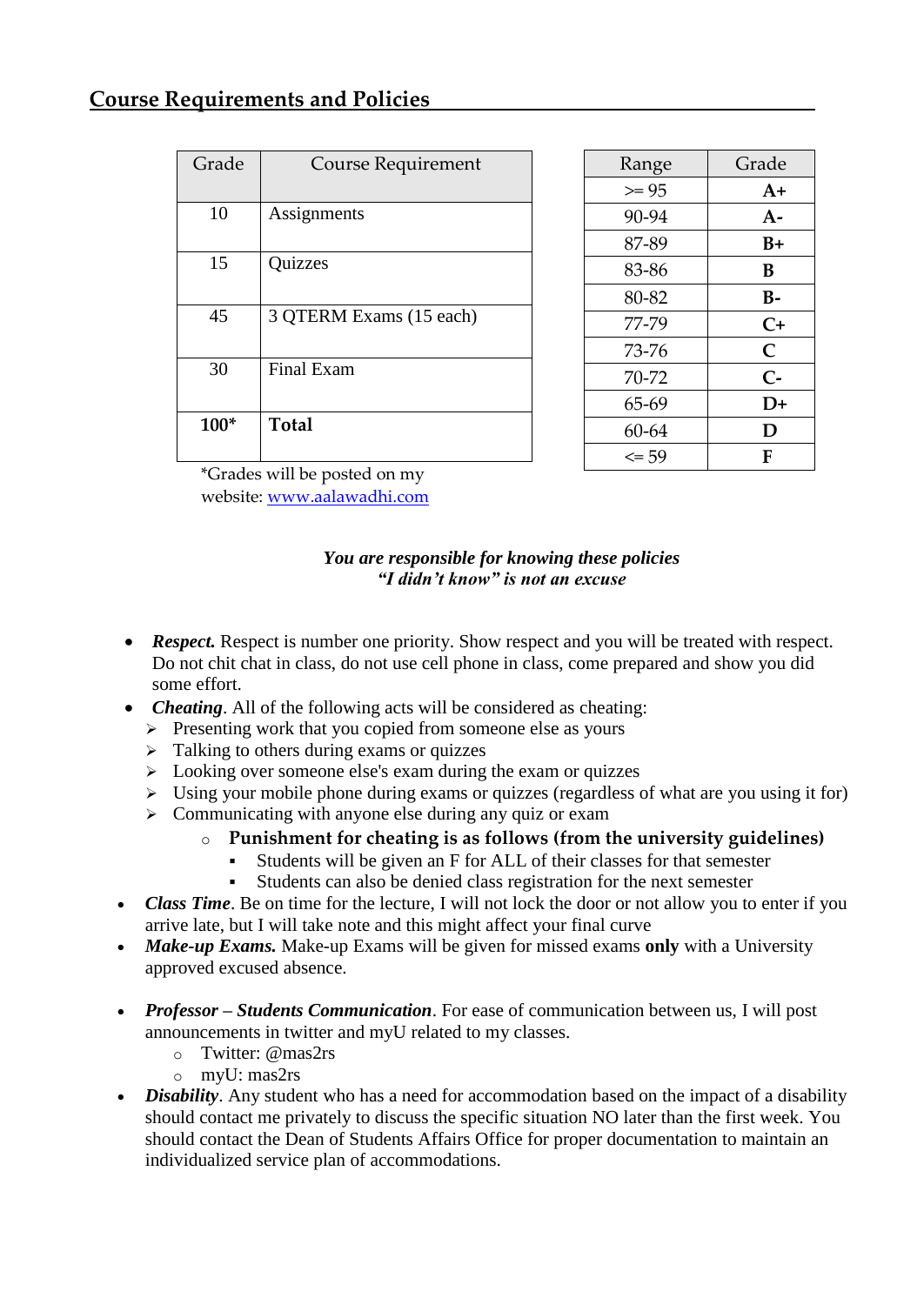## Course Requirements and Policies

| Grade | Course Requirement |
|---|---|
| 10 | Assignments |
| 15 | Quizzes |
| 45 | 3 QTERM Exams (15 each) |
| 30 | Final Exam |
| **100*** | **Total** |

*Grades will be posted on my website: www.aalawadhi.com

| Range | Grade |
|---|---|
| >= 95 | **A+** |
| 90-94 | **A-** |
| 87-89 | **B+** |
| 83-86 | **B** |
| 80-82 | **B-** |
| 77-79 | **C+** |
| 73-76 | **C** |
| 70-72 | **C-** |
| 65-69 | **D+** |
| 60-64 | **D** |
| <= 59 | **F** |

***You are responsible for knowing these policies***
***"I didn't know" is not an excuse***

- ***Respect.*** Respect is number one priority. Show respect and you will be treated with respect. Do not chit chat in class, do not use cell phone in class, come prepared and show you did some effort.
- ***Cheating***. All of the following acts will be considered as cheating:
  - Presenting work that you copied from someone else as yours
  - Talking to others during exams or quizzes
  - Looking over someone else's exam during the exam or quizzes
  - Using your mobile phone during exams or quizzes (regardless of what are you using it for)
  - Communicating with anyone else during any quiz or exam
    - **Punishment for cheating is as follows (from the university guidelines)**
      - Students will be given an F for ALL of their classes for that semester
      - Students can also be denied class registration for the next semester
- ***Class Time***. Be on time for the lecture, I will not lock the door or not allow you to enter if you arrive late, but I will take note and this might affect your final curve
- ***Make-up Exams.*** Make-up Exams will be given for missed exams **only** with a University approved excused absence.
- ***Professor – Students Communication***. For ease of communication between us, I will post announcements in twitter and myU related to my classes.
  - Twitter: @mas2rs
  - myU: mas2rs
- ***Disability***. Any student who has a need for accommodation based on the impact of a disability should contact me privately to discuss the specific situation NO later than the first week. You should contact the Dean of Students Affairs Office for proper documentation to maintain an individualized service plan of accommodations.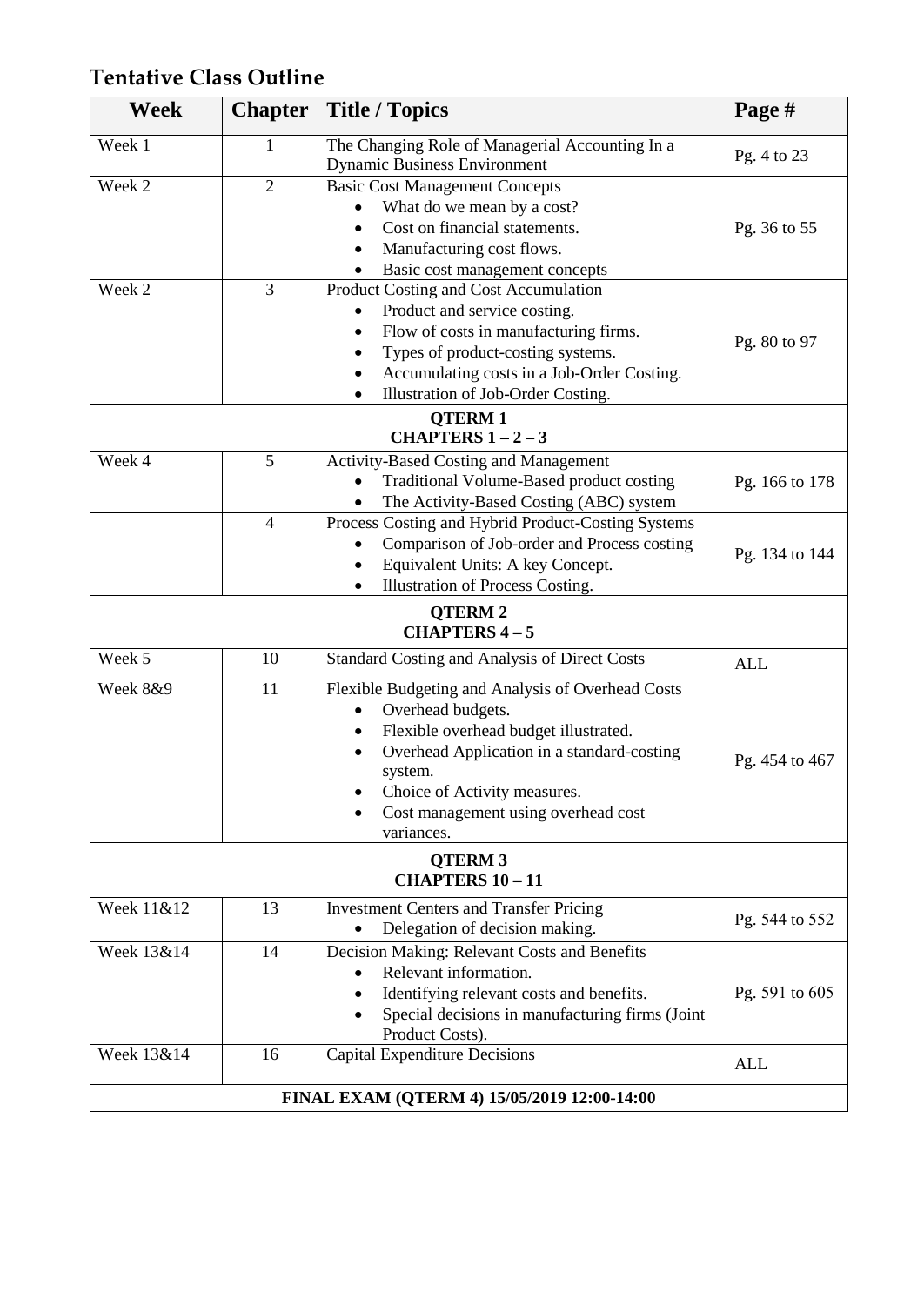## Tentative Class Outline

| Week | Chapter | Title / Topics | Page # |
|---|---|---|---|
| Week 1 | 1 | The Changing Role of Managerial Accounting In a Dynamic Business Environment | Pg. 4 to 23 |
| Week 2 | 2 | Basic Cost Management Concepts<br>• What do we mean by a cost?<br>• Cost on financial statements.<br>• Manufacturing cost flows.<br>• Basic cost management concepts | Pg. 36 to 55 |
| Week 2 | 3 | Product Costing and Cost Accumulation<br>• Product and service costing.<br>• Flow of costs in manufacturing firms.<br>• Types of product-costing systems.<br>• Accumulating costs in a Job-Order Costing.<br>• Illustration of Job-Order Costing. | Pg. 80 to 97 |
| **QTERM 1<br>CHAPTERS 1 – 2 – 3** | | | |
| Week 4 | 5 | Activity-Based Costing and Management<br>• Traditional Volume-Based product costing<br>• The Activity-Based Costing (ABC) system | Pg. 166 to 178 |
| | 4 | Process Costing and Hybrid Product-Costing Systems<br>• Comparison of Job-order and Process costing<br>• Equivalent Units: A key Concept.<br>• Illustration of Process Costing. | Pg. 134 to 144 |
| **QTERM 2<br>CHAPTERS 4 – 5** | | | |
| Week 5 | 10 | Standard Costing and Analysis of Direct Costs | ALL |
| Week 8&9 | 11 | Flexible Budgeting and Analysis of Overhead Costs<br>• Overhead budgets.<br>• Flexible overhead budget illustrated.<br>• Overhead Application in a standard-costing system.<br>• Choice of Activity measures.<br>• Cost management using overhead cost variances. | Pg. 454 to 467 |
| **QTERM 3<br>CHAPTERS 10 – 11** | | | |
| Week 11&12 | 13 | Investment Centers and Transfer Pricing<br>• Delegation of decision making. | Pg. 544 to 552 |
| Week 13&14 | 14 | Decision Making: Relevant Costs and Benefits<br>• Relevant information.<br>• Identifying relevant costs and benefits.<br>• Special decisions in manufacturing firms (Joint Product Costs). | Pg. 591 to 605 |
| Week 13&14 | 16 | Capital Expenditure Decisions | ALL |
| **FINAL EXAM (QTERM 4) 15/05/2019 12:00-14:00** | | | |